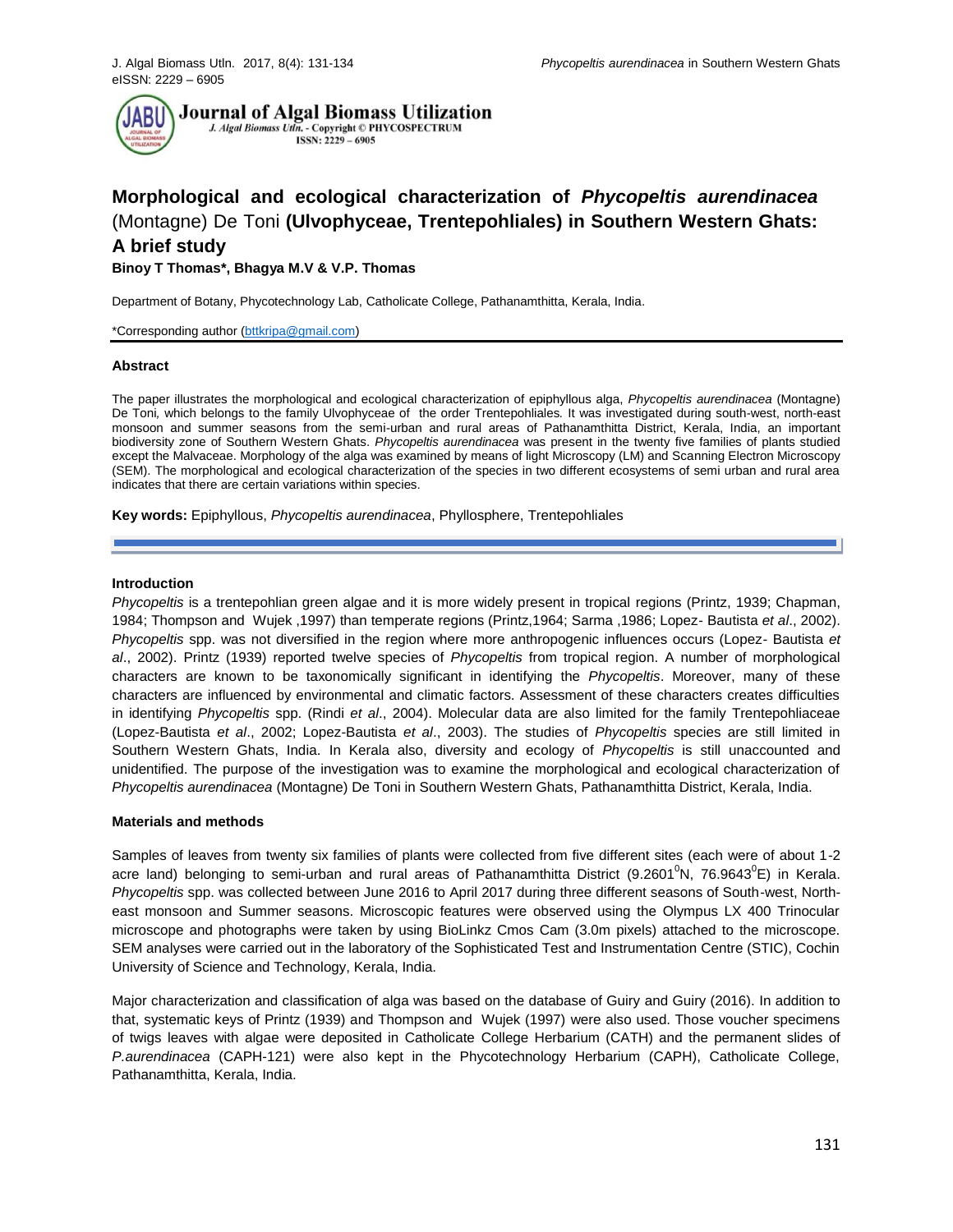# Morphological and ecological characterization of *Phycopeltis aurendinacea* (Montagne) De Toni (Ulvophyceae, Trentepohliales) in Southern Western Ghats: A brief study

**Binoy T Thomas\*, Bhagya M.V & V.P. Thomas**

Department of Botany, Phycotechnology Lab, Catholicate College, Pathanamthitta, Kerala, India.

\*Corresponding author (bttkripa@gmail.com)

## Abstract

The paper illustrates the morphological and ecological characterization of epiphyllous alga, *Phycopeltis aurendinacea* (Montagne) De Toni, which belongs to the family Ulvophyceae of the order Trentepohliales. It was investigated during south-west, north-east monsoon and summer seasons from the semi-urban and rural areas of Pathanamthitta District, Kerala, India, an important biodiversity zone of Southern Western Ghats. *Phycopeltis aurendinacea* was present in the twenty five families of plants studied except the Malvaceae. Morphology of the alga was examined by means of light Microscopy (LM) and Scanning Electron Microscopy (SEM). The morphological and ecological characterization of the species in two different ecosystems of semi urban and rural area indicates that there are certain variations within species.

**Key words:** Epiphyllous, *Phycopeltis aurendinacea*, Phyllosphere, Trentepohliales

## Introduction

*Phycopeltis* is a trentepohlian green algae and it is more widely present in tropical regions (Printz, 1939; Chapman, 1984; Thompson and Wujek ,1997) than temperate regions (Printz,1964; Sarma ,1986; Lopez- Bautista *et al*., 2002). *Phycopeltis* spp. was not diversified in the region where more anthropogenic influences occurs (Lopez- Bautista *et al*., 2002). Printz (1939) reported twelve species of *Phycopeltis* from tropical region. A number of morphological characters are known to be taxonomically significant in identifying the *Phycopeltis*. Moreover, many of these characters are influenced by environmental and climatic factors. Assessment of these characters creates difficulties in identifying *Phycopeltis* spp. (Rindi *et al*., 2004). Molecular data are also limited for the family Trentepohliaceae (Lopez-Bautista *et al*., 2002; Lopez-Bautista *et al*., 2003). The studies of *Phycopeltis* species are still limited in Southern Western Ghats, India. In Kerala also, diversity and ecology of *Phycopeltis* is still unaccounted and unidentified. The purpose of the investigation was to examine the morphological and ecological characterization of *Phycopeltis aurendinacea* (Montagne) De Toni in Southern Western Ghats, Pathanamthitta District, Kerala, India.

## Materials and methods

Samples of leaves from twenty six families of plants were collected from five different sites (each were of about 1-2 acre land) belonging to semi-urban and rural areas of Pathanamthitta District (9.2601$^0$N, 76.9643$^0$E) in Kerala. *Phycopeltis* spp. was collected between June 2016 to April 2017 during three different seasons of South-west, North-east monsoon and Summer seasons. Microscopic features were observed using the Olympus LX 400 Trinocular microscope and photographs were taken by using BioLinkz Cmos Cam (3.0m pixels) attached to the microscope. SEM analyses were carried out in the laboratory of the Sophisticated Test and Instrumentation Centre (STIC), Cochin University of Science and Technology, Kerala, India.

Major characterization and classification of alga was based on the database of Guiry and Guiry (2016). In addition to that, systematic keys of Printz (1939) and Thompson and Wujek (1997) were also used. Those voucher specimens of twigs leaves with algae were deposited in Catholicate College Herbarium (CATH) and the permanent slides of *P.aurendinacea* (CAPH-121) were also kept in the Phycotechnology Herbarium (CAPH), Catholicate College, Pathanamthitta, Kerala, India.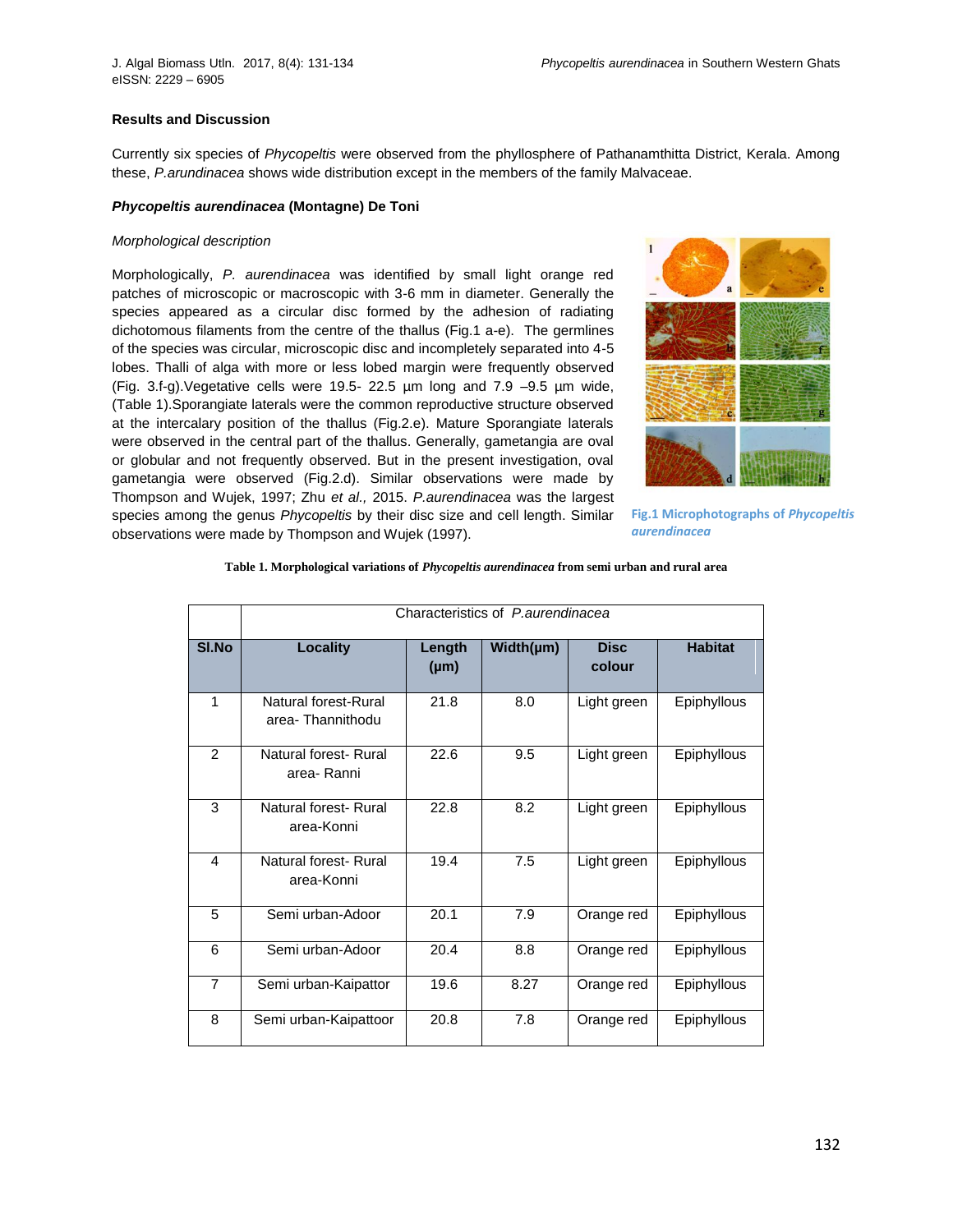## Results and Discussion

Currently six species of *Phycopeltis* were observed from the phyllosphere of Pathanamthitta District, Kerala. Among these, *P.arundinacea* shows wide distribution except in the members of the family Malvaceae.

### *Phycopeltis aurendinacea* (Montagne) De Toni

*Morphological description*

Morphologically, *P. aurendinacea* was identified by small light orange red patches of microscopic or macroscopic with 3-6 mm in diameter. Generally the species appeared as a circular disc formed by the adhesion of radiating dichotomous filaments from the centre of the thallus (Fig.1 a-e). The germlines of the species was circular, microscopic disc and incompletely separated into 4-5 lobes. Thalli of alga with more or less lobed margin were frequently observed (Fig. 3.f-g).Vegetative cells were 19.5- 22.5 µm long and 7.9 –9.5 µm wide, (Table 1).Sporangiate laterals were the common reproductive structure observed at the intercalary position of the thallus (Fig.2.e). Mature Sporangiate laterals were observed in the central part of the thallus. Generally, gametangia are oval or globular and not frequently observed. But in the present investigation, oval gametangia were observed (Fig.2.d). Similar observations were made by Thompson and Wujek, 1997; Zhu *et al.,* 2015. *P.aurendinacea* was the largest species among the genus *Phycopeltis* by their disc size and cell length. Similar observations were made by Thompson and Wujek (1997).

**Fig.1 Microphotographs of *Phycopeltis aurendinacea***

**Table 1. Morphological variations of *Phycopeltis aurendinacea* from semi urban and rural area**

| | Characteristics of *P.aurendinacea* | | | | |
|---|---|---|---|---|---|
| **Sl.No** | **Locality** | **Length (µm)** | **Width(µm)** | **Disc colour** | **Habitat** |
| 1 | Natural forest-Rural area- Thannithodu | 21.8 | 8.0 | Light green | Epiphyllous |
| 2 | Natural forest- Rural area- Ranni | 22.6 | 9.5 | Light green | Epiphyllous |
| 3 | Natural forest- Rural area-Konni | 22.8 | 8.2 | Light green | Epiphyllous |
| 4 | Natural forest- Rural area-Konni | 19.4 | 7.5 | Light green | Epiphyllous |
| 5 | Semi urban-Adoor | 20.1 | 7.9 | Orange red | Epiphyllous |
| 6 | Semi urban-Adoor | 20.4 | 8.8 | Orange red | Epiphyllous |
| 7 | Semi urban-Kaipattor | 19.6 | 8.27 | Orange red | Epiphyllous |
| 8 | Semi urban-Kaipattoor | 20.8 | 7.8 | Orange red | Epiphyllous |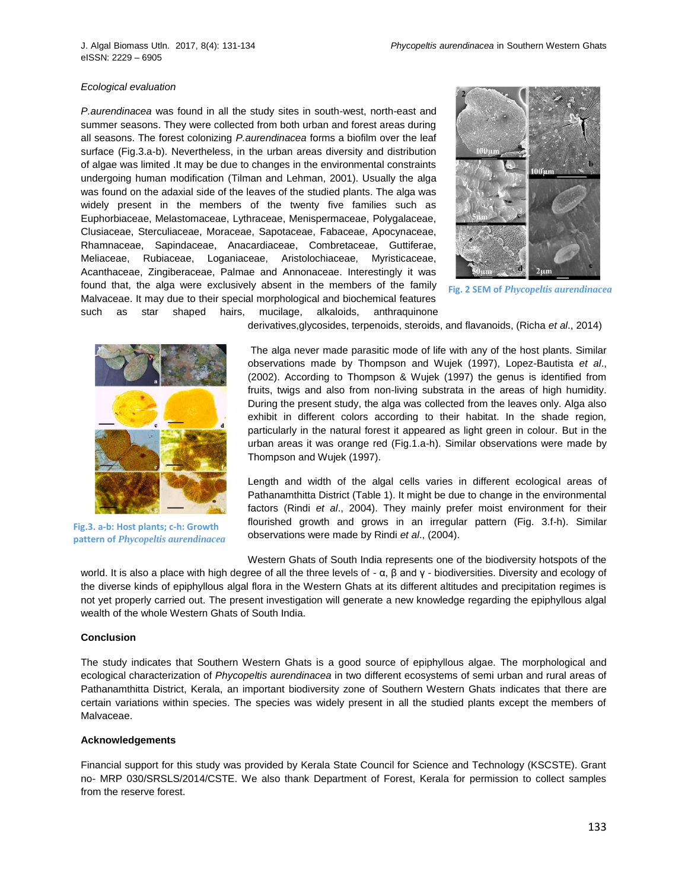*Ecological evaluation*

*P.aurendinacea* was found in all the study sites in south-west, north-east and summer seasons. They were collected from both urban and forest areas during all seasons. The forest colonizing *P.aurendinacea* forms a biofilm over the leaf surface (Fig.3.a-b). Nevertheless, in the urban areas diversity and distribution of algae was limited .It may be due to changes in the environmental constraints undergoing human modification (Tilman and Lehman, 2001). Usually the alga was found on the adaxial side of the leaves of the studied plants. The alga was widely present in the members of the twenty five families such as Euphorbiaceae, Melastomaceae, Lythraceae, Menispermaceae, Polygalaceae, Clusiaceae, Sterculiaceae, Moraceae, Sapotaceae, Fabaceae, Apocynaceae, Rhamnaceae, Sapindaceae, Anacardiaceae, Combretaceae, Guttiferae, Meliaceae, Rubiaceae, Loganiaceae, Aristolochiaceae, Myristicaceae, Acanthaceae, Zingiberaceae, Palmae and Annonaceae. Interestingly it was found that, the alga were exclusively absent in the members of the family Malvaceae. It may due to their special morphological and biochemical features such as star shaped hairs, mucilage, alkaloids, anthraquinone derivatives,glycosides, terpenoids, steroids, and flavanoids, (Richa *et al*., 2014)

Fig. 2 SEM of *Phycopeltis aurendinacea*

The alga never made parasitic mode of life with any of the host plants. Similar observations made by Thompson and Wujek (1997), Lopez-Bautista *et al*., (2002). According to Thompson & Wujek (1997) the genus is identified from fruits, twigs and also from non-living substrata in the areas of high humidity. During the present study, the alga was collected from the leaves only. Alga also exhibit in different colors according to their habitat. In the shade region, particularly in the natural forest it appeared as light green in colour. But in the urban areas it was orange red (Fig.1.a-h). Similar observations were made by Thompson and Wujek (1997).

Length and width of the algal cells varies in different ecological areas of Pathanamthitta District (Table 1). It might be due to change in the environmental factors (Rindi *et al*., 2004). They mainly prefer moist environment for their flourished growth and grows in an irregular pattern (Fig. 3.f-h). Similar observations were made by Rindi *et al*., (2004).

Fig.3. a-b: Host plants; c-h: Growth pattern of *Phycopeltis aurendinacea*

Western Ghats of South India represents one of the biodiversity hotspots of the world. It is also a place with high degree of all the three levels of - α, β and γ - biodiversities. Diversity and ecology of the diverse kinds of epiphyllous algal flora in the Western Ghats at its different altitudes and precipitation regimes is not yet properly carried out. The present investigation will generate a new knowledge regarding the epiphyllous algal wealth of the whole Western Ghats of South India.

**Conclusion**

The study indicates that Southern Western Ghats is a good source of epiphyllous algae. The morphological and ecological characterization of *Phycopeltis aurendinacea* in two different ecosystems of semi urban and rural areas of Pathanamthitta District, Kerala, an important biodiversity zone of Southern Western Ghats indicates that there are certain variations within species. The species was widely present in all the studied plants except the members of Malvaceae.

**Acknowledgements**

Financial support for this study was provided by Kerala State Council for Science and Technology (KSCSTE). Grant no- MRP 030/SRSLS/2014/CSTE. We also thank Department of Forest, Kerala for permission to collect samples from the reserve forest.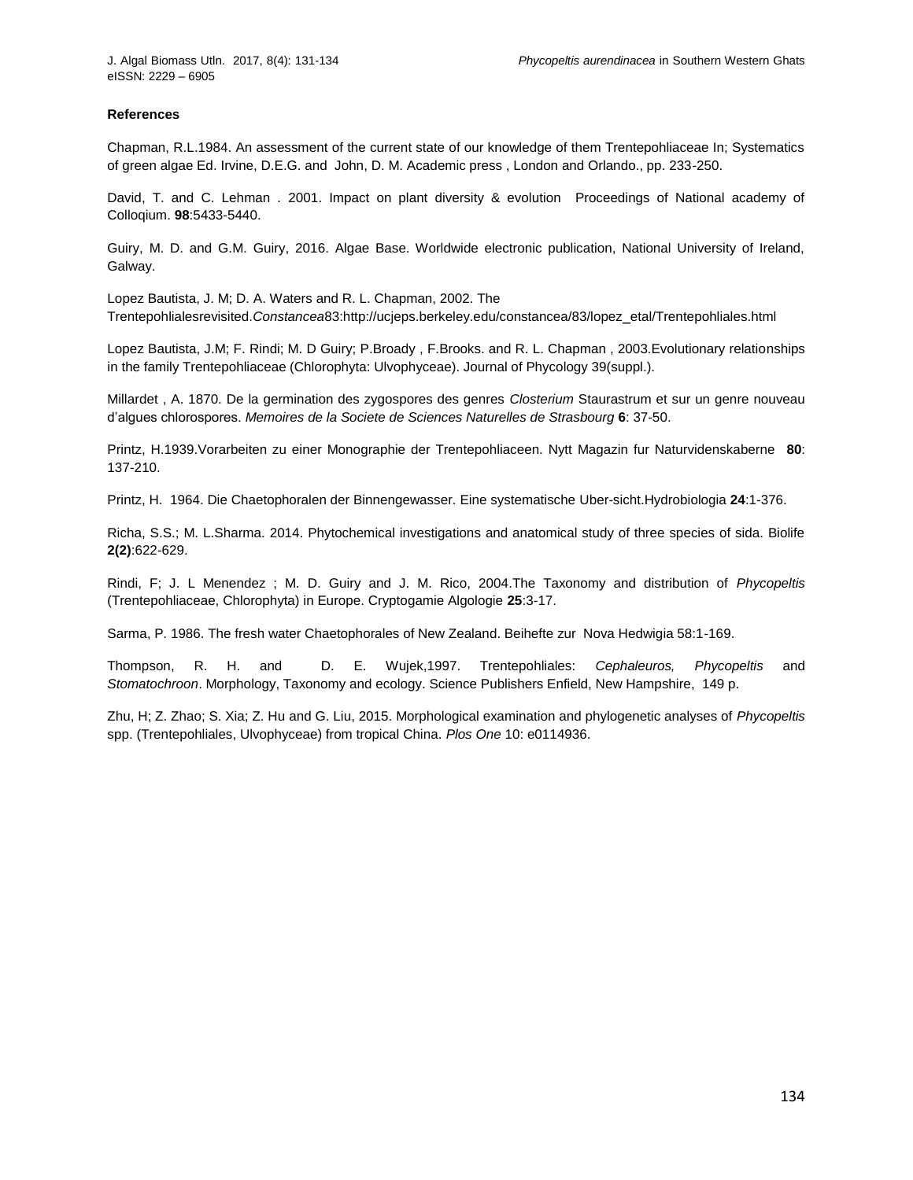**References**

Chapman, R.L.1984. An assessment of the current state of our knowledge of them Trentepohliaceae In; Systematics of green algae Ed. Irvine, D.E.G. and John, D. M. Academic press , London and Orlando., pp. 233-250.

David, T. and C. Lehman . 2001. Impact on plant diversity & evolution Proceedings of National academy of Colloqium. **98**:5433-5440.

Guiry, M. D. and G.M. Guiry, 2016. Algae Base. Worldwide electronic publication, National University of Ireland, Galway.

Lopez Bautista, J. M; D. A. Waters and R. L. Chapman, 2002. The Trentepohlialesrevisited.*Constancea*83:http://ucjeps.berkeley.edu/constancea/83/lopez_etal/Trentepohliales.html

Lopez Bautista, J.M; F. Rindi; M. D Guiry; P.Broady , F.Brooks. and R. L. Chapman , 2003.Evolutionary relationships in the family Trentepohliaceae (Chlorophyta: Ulvophyceae). Journal of Phycology 39(suppl.).

Millardet , A. 1870. De la germination des zygospores des genres *Closterium* Staurastrum et sur un genre nouveau d'algues chlorospores. *Memoires de la Societe de Sciences Naturelles de Strasbourg* **6**: 37-50.

Printz, H.1939.Vorarbeiten zu einer Monographie der Trentepohliaceen. Nytt Magazin fur Naturvidenskaberne **80**: 137-210.

Printz, H. 1964. Die Chaetophoralen der Binnengewasser. Eine systematische Uber-sicht.Hydrobiologia **24**:1-376.

Richa, S.S.; M. L.Sharma. 2014. Phytochemical investigations and anatomical study of three species of sida. Biolife **2(2)**:622-629.

Rindi, F; J. L Menendez ; M. D. Guiry and J. M. Rico, 2004.The Taxonomy and distribution of *Phycopeltis* (Trentepohliaceae, Chlorophyta) in Europe. Cryptogamie Algologie **25**:3-17.

Sarma, P. 1986. The fresh water Chaetophorales of New Zealand. Beihefte zur Nova Hedwigia 58:1-169.

Thompson, R. H. and D. E. Wujek,1997. Trentepohliales: *Cephaleuros, Phycopeltis* and *Stomatochroon*. Morphology, Taxonomy and ecology. Science Publishers Enfield, New Hampshire, 149 p.

Zhu, H; Z. Zhao; S. Xia; Z. Hu and G. Liu, 2015. Morphological examination and phylogenetic analyses of *Phycopeltis* spp. (Trentepohliales, Ulvophyceae) from tropical China. *Plos One* 10: e0114936.